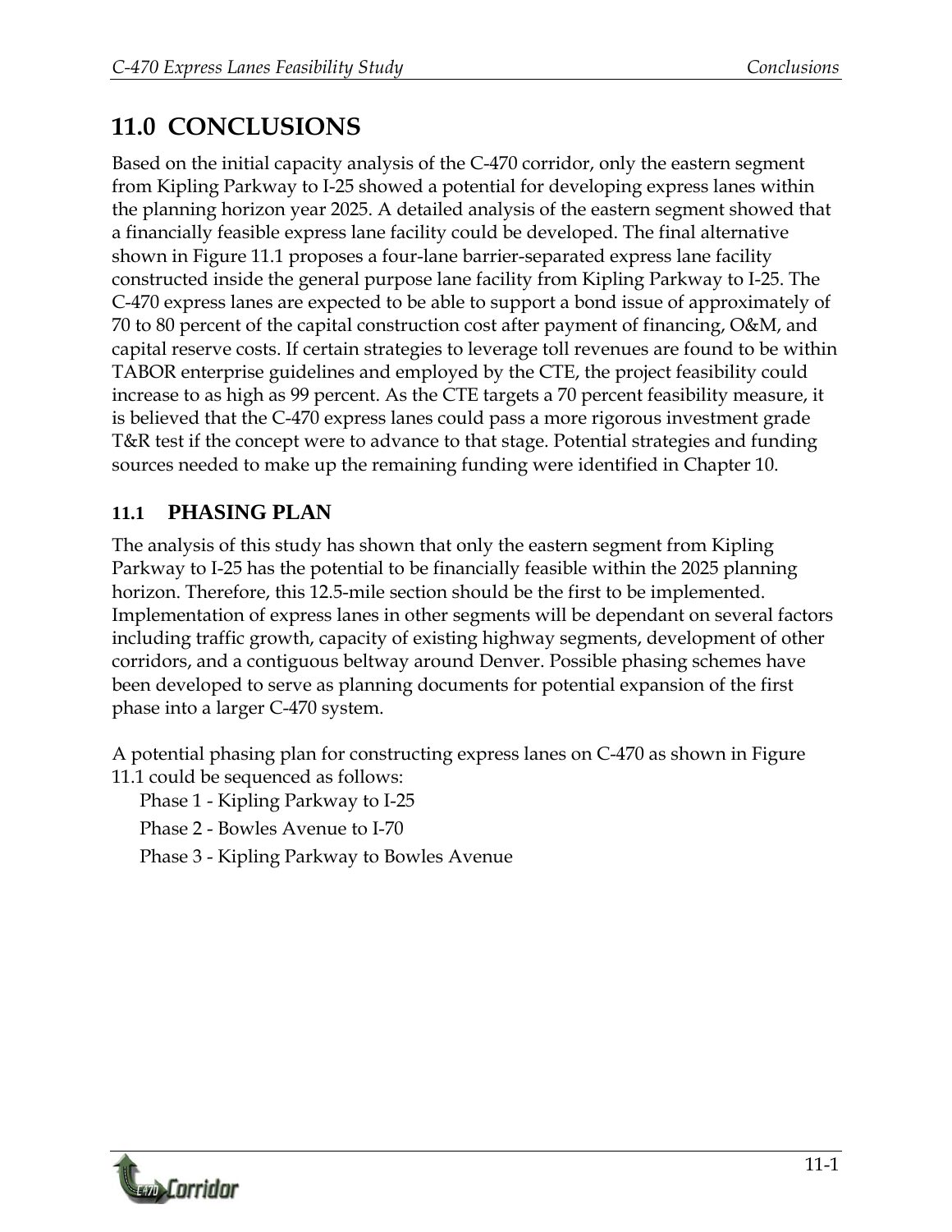# 11.0 CONCLUSIONS

Based on the initial capacity analysis of the C-470 corridor, only the eastern segment from Kipling Parkway to I-25 showed a potential for developing express lanes within the planning horizon year 2025. A detailed analysis of the eastern segment showed that a financially feasible express lane facility could be developed. The final alternative shown in Figure 11.1 proposes a four-lane barrier-separated express lane facility constructed inside the general purpose lane facility from Kipling Parkway to I-25. The C-470 express lanes are expected to be able to support a bond issue of approximately of 70 to 80 percent of the capital construction cost after payment of financing, O&M, and capital reserve costs. If certain strategies to leverage toll revenues are found to be within TABOR enterprise guidelines and employed by the CTE, the project feasibility could increase to as high as 99 percent. As the CTE targets a 70 percent feasibility measure, it is believed that the C-470 express lanes could pass a more rigorous investment grade T&R test if the concept were to advance to that stage. Potential strategies and funding sources needed to make up the remaining funding were identified in Chapter 10.

## 11.1 PHASING PLAN

The analysis of this study has shown that only the eastern segment from Kipling Parkway to I-25 has the potential to be financially feasible within the 2025 planning horizon. Therefore, this 12.5-mile section should be the first to be implemented. Implementation of express lanes in other segments will be dependant on several factors including traffic growth, capacity of existing highway segments, development of other corridors, and a contiguous beltway around Denver. Possible phasing schemes have been developed to serve as planning documents for potential expansion of the first phase into a larger C-470 system.

A potential phasing plan for constructing express lanes on C-470 as shown in Figure 11.1 could be sequenced as follows:

- Phase 1 - Kipling Parkway to I-25
- Phase 2 - Bowles Avenue to I-70
- Phase 3 - Kipling Parkway to Bowles Avenue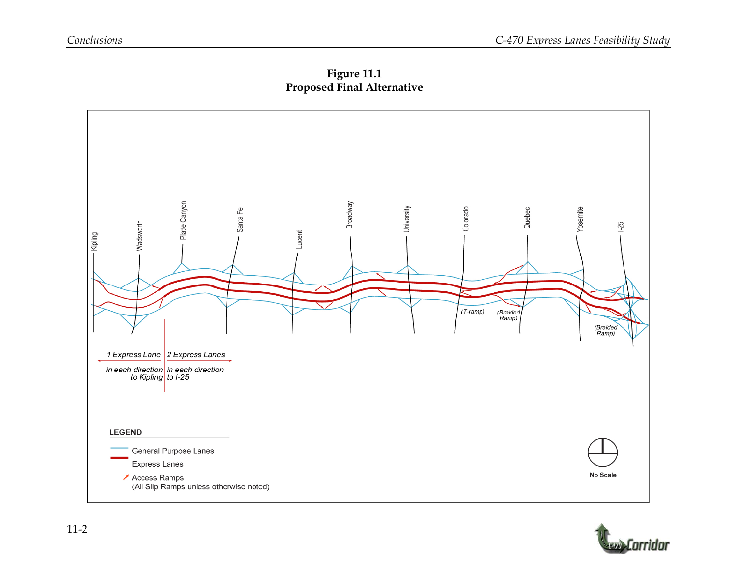**Figure 11.1**
**Proposed Final Alternative**

Kipling
Wadsworth
Platte Canyon
Santa Fe
Lucent
Broadway
University
Colorado
Quebec
Yosemite
I-25

(T-ramp)
(Braided Ramp)
(Braided Ramp)

1 Express Lane in each direction to Kipling
2 Express Lanes in each direction to I-25

LEGEND
General Purpose Lanes
Express Lanes
Access Ramps
(All Slip Ramps unless otherwise noted)

No Scale